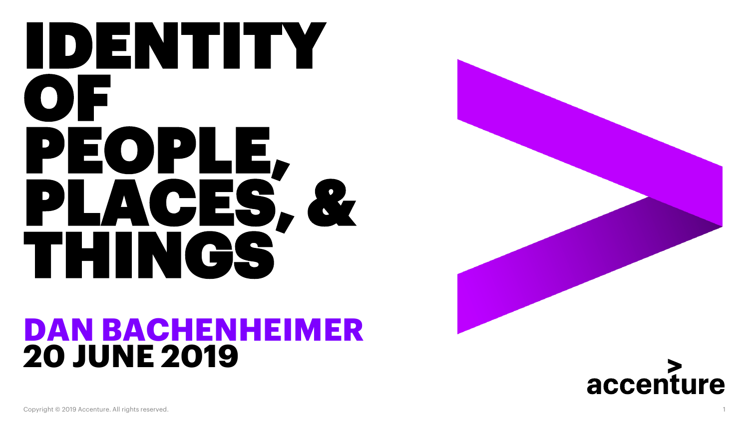# IDENTITY OF PEOPLE, PLACES, & THINGS

**DAN BACHENHEIMER**

**20 JUNE 2019**

accenture

Copyright © 2019 Accenture. All rights reserved.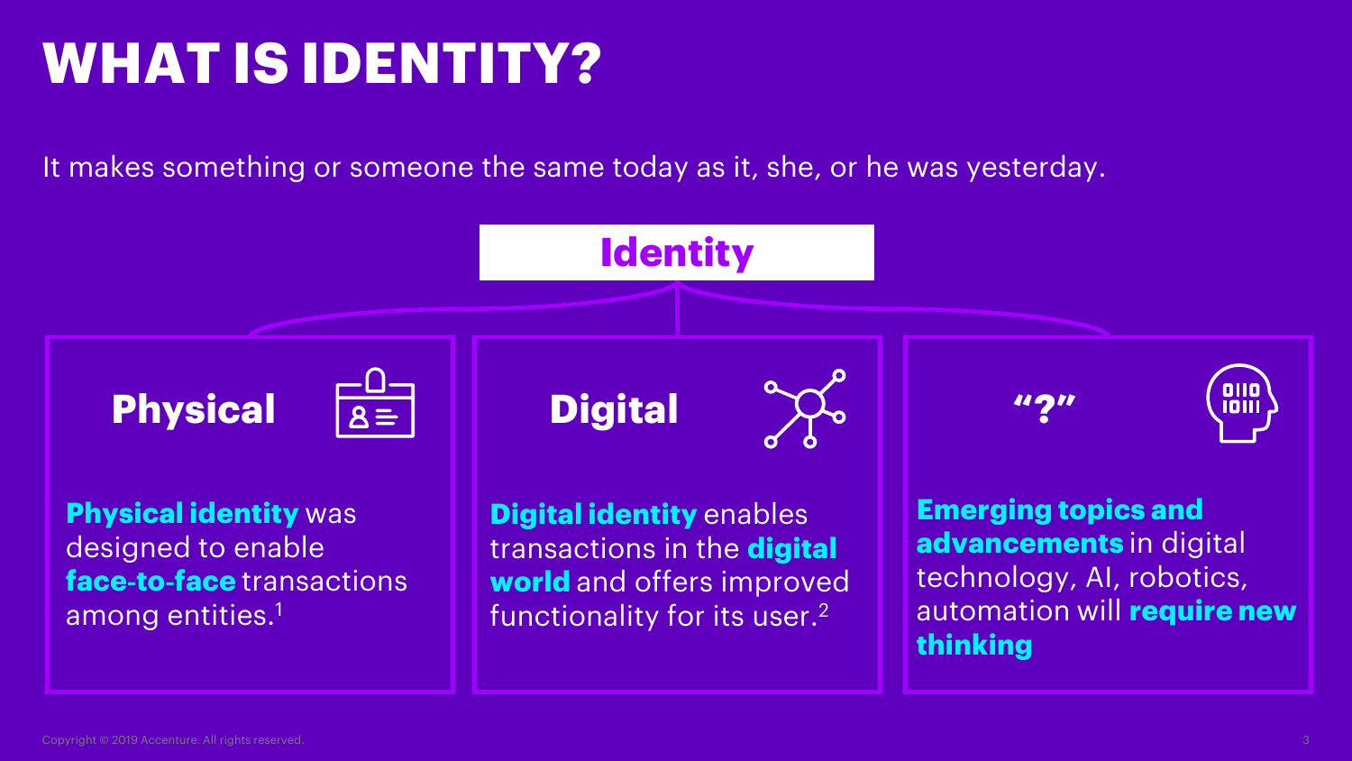# WHAT IS IDENTITY?

It makes something or someone the same today as it, she, or he was yesterday.

## Identity

### Physical

**Physical identity** was designed to enable **face-to-face** transactions among entities.[1]

### Digital

**Digital identity** enables transactions in the **digital world** and offers improved functionality for its user.[2]

### "?"

**Emerging topics and advancements** in digital technology, AI, robotics, automation will **require new thinking**

Copyright © 2019 Accenture. All rights reserved.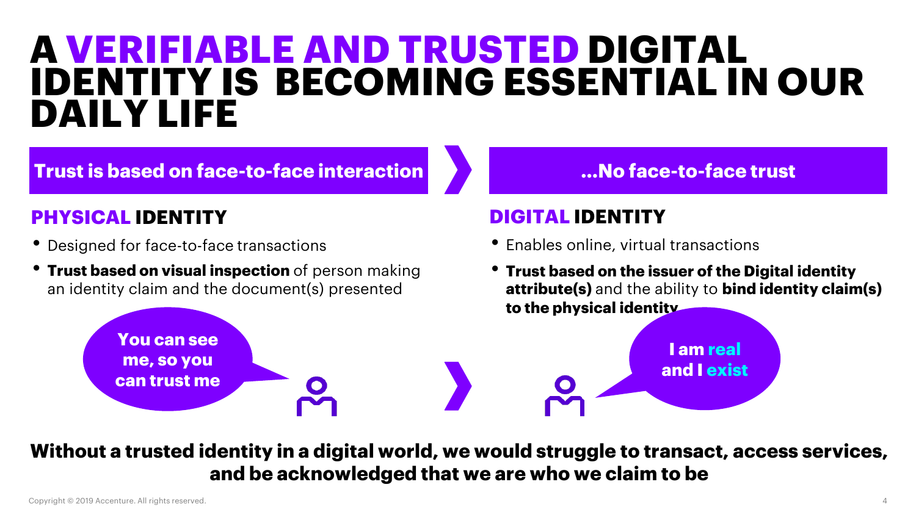# A VERIFIABLE AND TRUSTED DIGITAL IDENTITY IS BECOMING ESSENTIAL IN OUR DAILY LIFE

**Trust is based on face-to-face interaction**

## PHYSICAL IDENTITY

- Designed for face-to-face transactions
- **Trust based on visual inspection** of person making an identity claim and the document(s) presented

You can see me, so you can trust me

**...No face-to-face trust**

## DIGITAL IDENTITY

- Enables online, virtual transactions
- **Trust based on the issuer of the Digital identity attribute(s)** and the ability to **bind identity claim(s) to the physical identity**

I am real and I exist

**Without a trusted identity in a digital world, we would struggle to transact, access services, and be acknowledged that we are who we claim to be**

Copyright © 2019 Accenture. All rights reserved.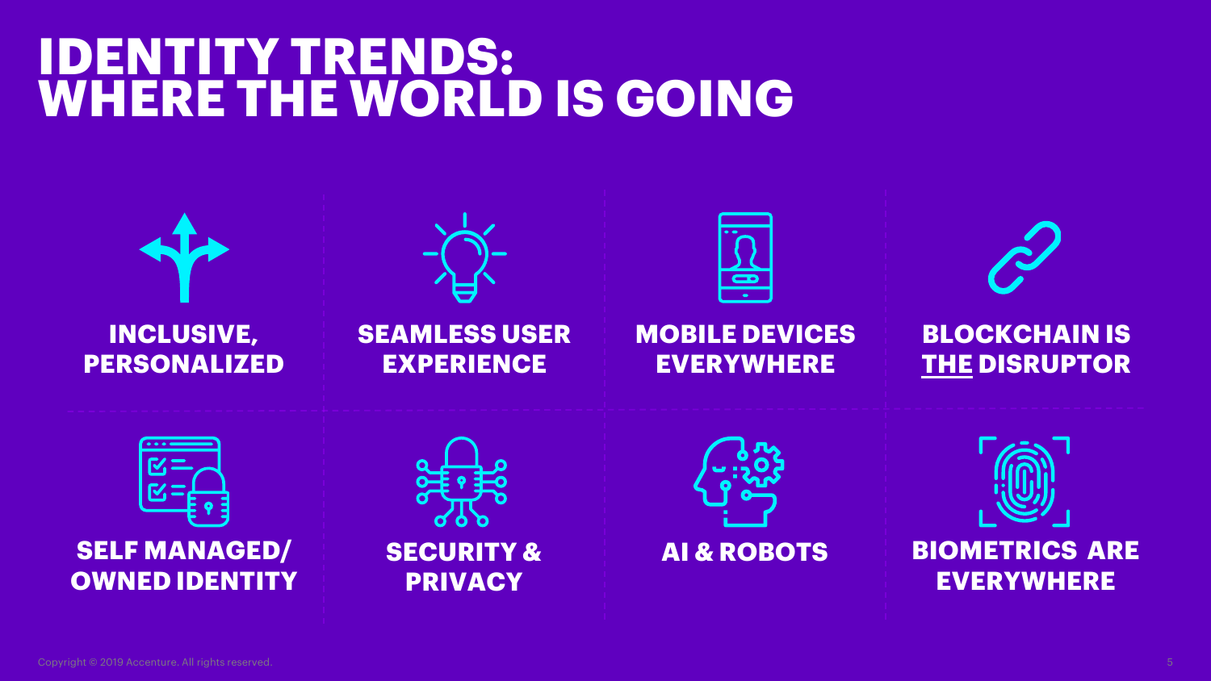# IDENTITY TRENDS: WHERE THE WORLD IS GOING

- **INCLUSIVE, PERSONALIZED**
- **SEAMLESS USER EXPERIENCE**
- **MOBILE DEVICES EVERYWHERE**
- **BLOCKCHAIN IS THE DISRUPTOR**
- **SELF MANAGED/ OWNED IDENTITY**
- **SECURITY & PRIVACY**
- **AI & ROBOTS**
- **BIOMETRICS ARE EVERYWHERE**

Copyright © 2019 Accenture. All rights reserved.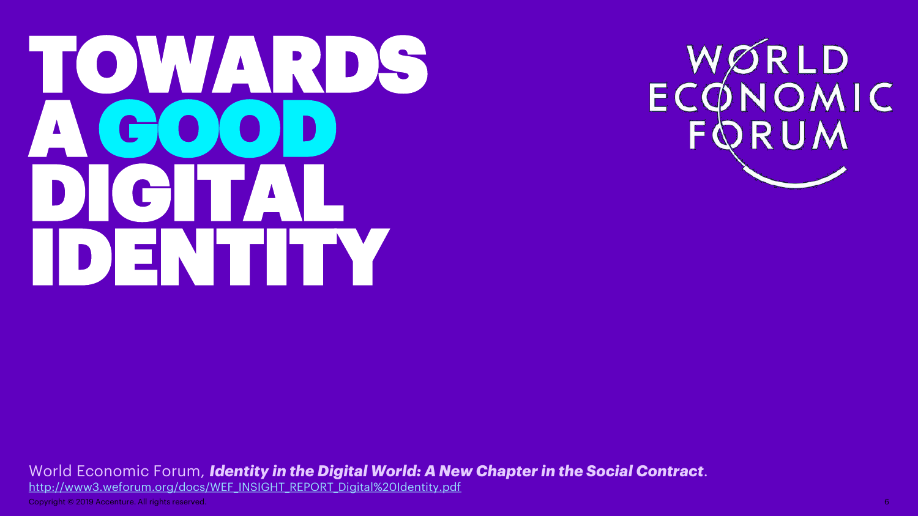# TOWARDS A GOOD DIGITAL IDENTITY

WORLD ECONOMIC FORUM

World Economic Forum, ***Identity in the Digital World: A New Chapter in the Social Contract***.
http://www3.weforum.org/docs/WEF_INSIGHT_REPORT_Digital%20Identity.pdf

Copyright © 2019 Accenture. All rights reserved.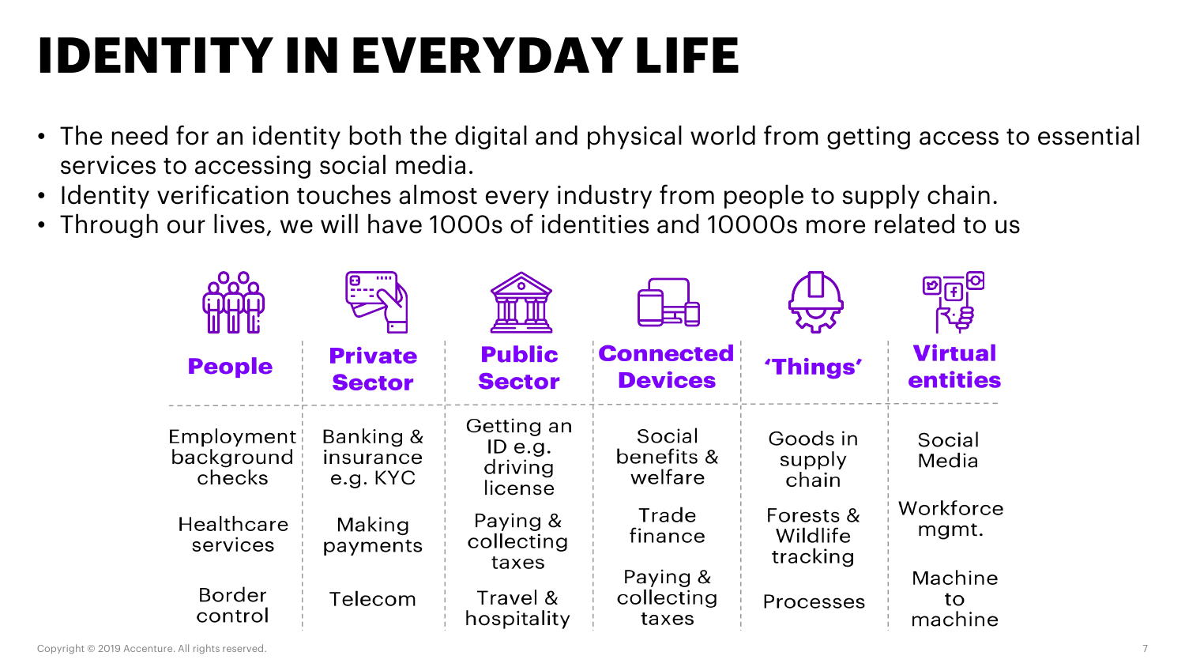# IDENTITY IN EVERYDAY LIFE

- The need for an identity both the digital and physical world from getting access to essential services to accessing social media.
- Identity verification touches almost every industry from people to supply chain.
- Through our lives, we will have 1000s of identities and 10000s more related to us

| People | Private Sector | Public Sector | Connected Devices | 'Things' | Virtual entities |
|---|---|---|---|---|---|
| Employment background checks | Banking & insurance e.g. KYC | Getting an ID e.g. driving license | Social benefits & welfare | Goods in supply chain | Social Media |
| Healthcare services | Making payments | Paying & collecting taxes | Trade finance | Forests & Wildlife tracking | Workforce mgmt. |
| Border control | Telecom | Travel & hospitality | Paying & collecting taxes | Processes | Machine to machine |

Copyright © 2019 Accenture. All rights reserved.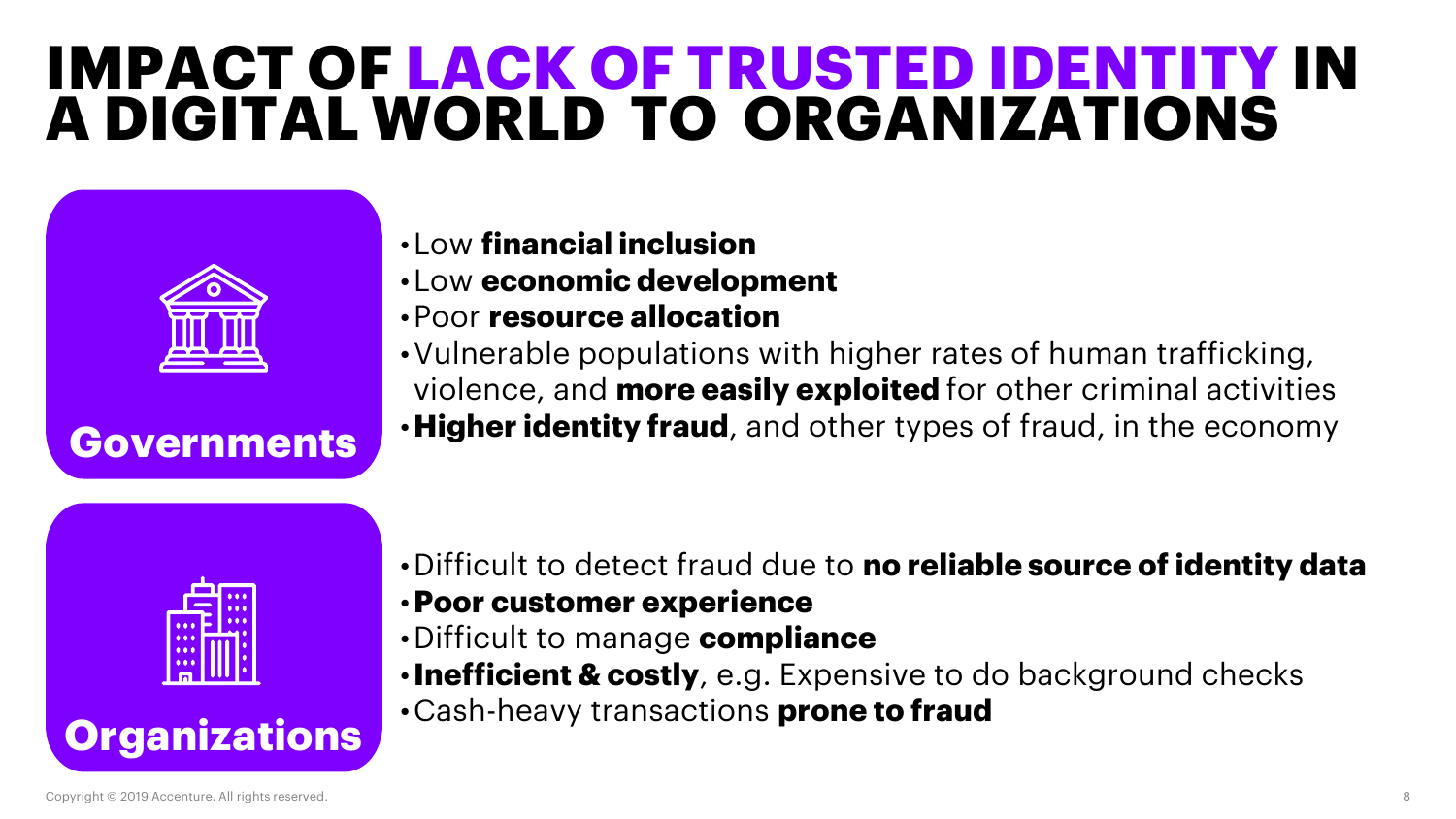# IMPACT OF LACK OF TRUSTED IDENTITY IN A DIGITAL WORLD TO ORGANIZATIONS

## Governments

- Low **financial inclusion**
- Low **economic development**
- Poor **resource allocation**
- Vulnerable populations with higher rates of human trafficking, violence, and **more easily exploited** for other criminal activities
- **Higher identity fraud**, and other types of fraud, in the economy

## Organizations

- Difficult to detect fraud due to **no reliable source of identity data**
- **Poor customer experience**
- Difficult to manage **compliance**
- **Inefficient & costly**, e.g. Expensive to do background checks
- Cash-heavy transactions **prone to fraud**

Copyright © 2019 Accenture. All rights reserved.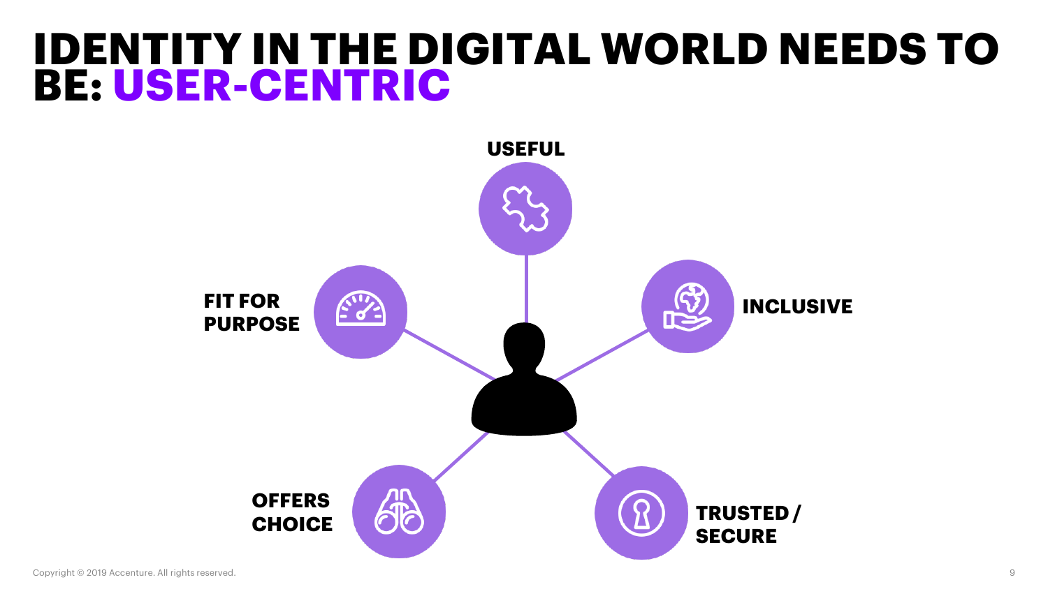# IDENTITY IN THE DIGITAL WORLD NEEDS TO BE: USER-CENTRIC

- USEFUL
- INCLUSIVE
- TRUSTED / SECURE
- OFFERS CHOICE
- FIT FOR PURPOSE

Copyright © 2019 Accenture. All rights reserved.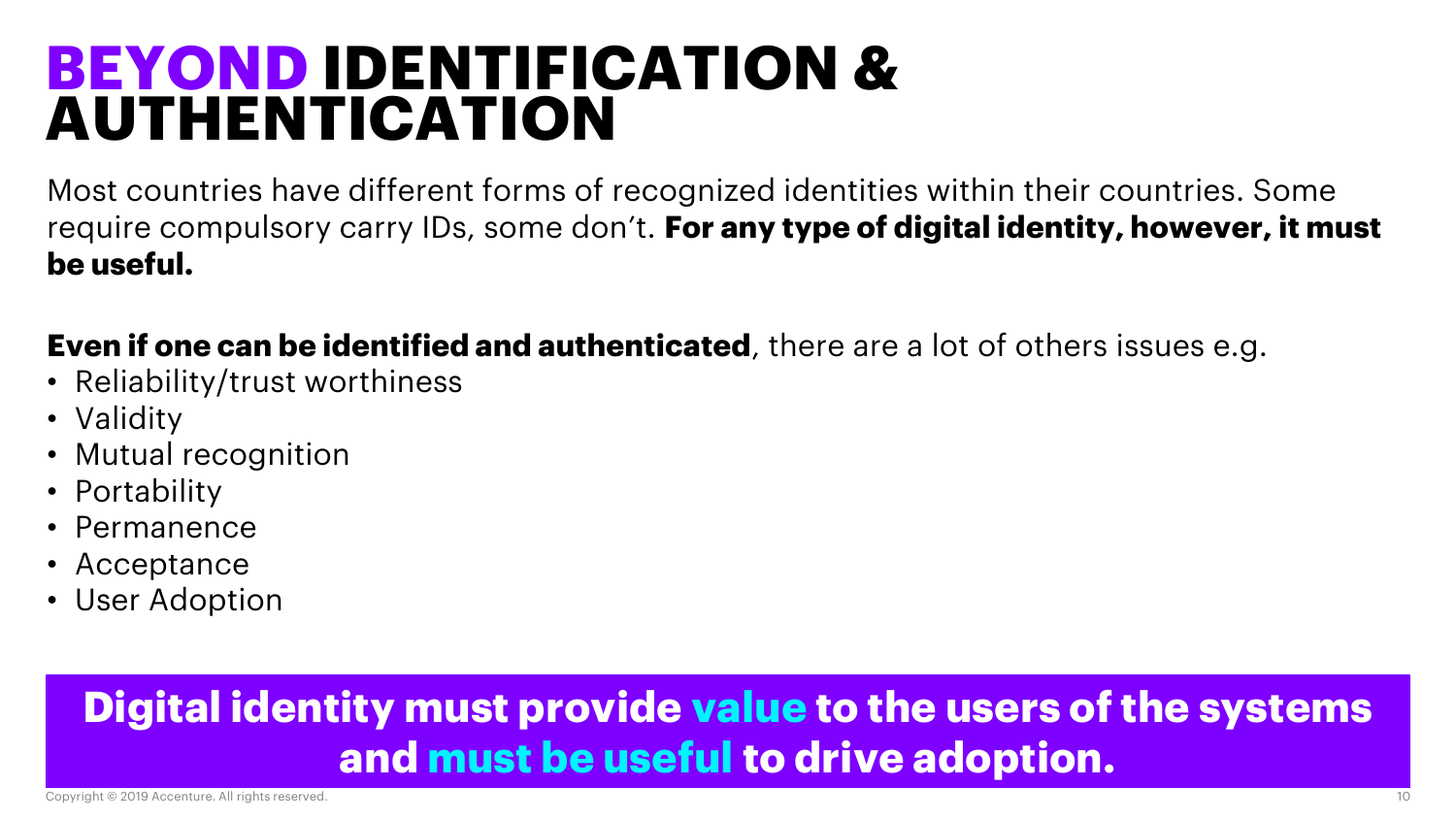# BEYOND IDENTIFICATION & AUTHENTICATION

Most countries have different forms of recognized identities within their countries. Some require compulsory carry IDs, some don't. **For any type of digital identity, however, it must be useful.**

**Even if one can be identified and authenticated**, there are a lot of others issues e.g.

- Reliability/trust worthiness
- Validity
- Mutual recognition
- Portability
- Permanence
- Acceptance
- User Adoption

**Digital identity must provide value to the users of the systems and must be useful to drive adoption.**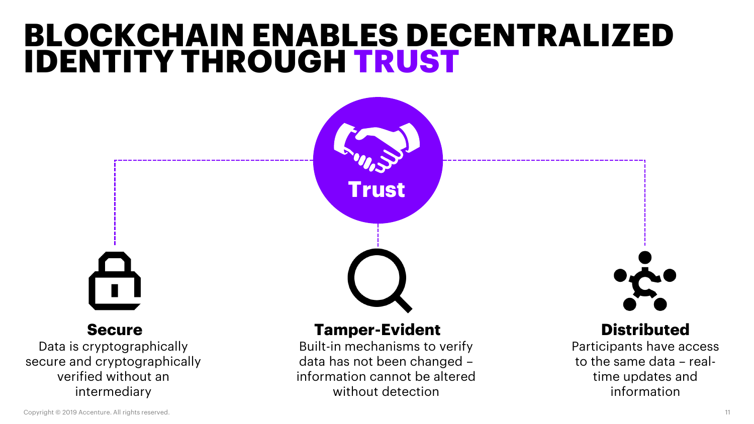# BLOCKCHAIN ENABLES DECENTRALIZED IDENTITY THROUGH TRUST

**Trust**

### Secure

Data is cryptographically secure and cryptographically verified without an intermediary

### Tamper-Evident

Built-in mechanisms to verify data has not been changed – information cannot be altered without detection

### Distributed

Participants have access to the same data – real-time updates and information

Copyright © 2019 Accenture. All rights reserved.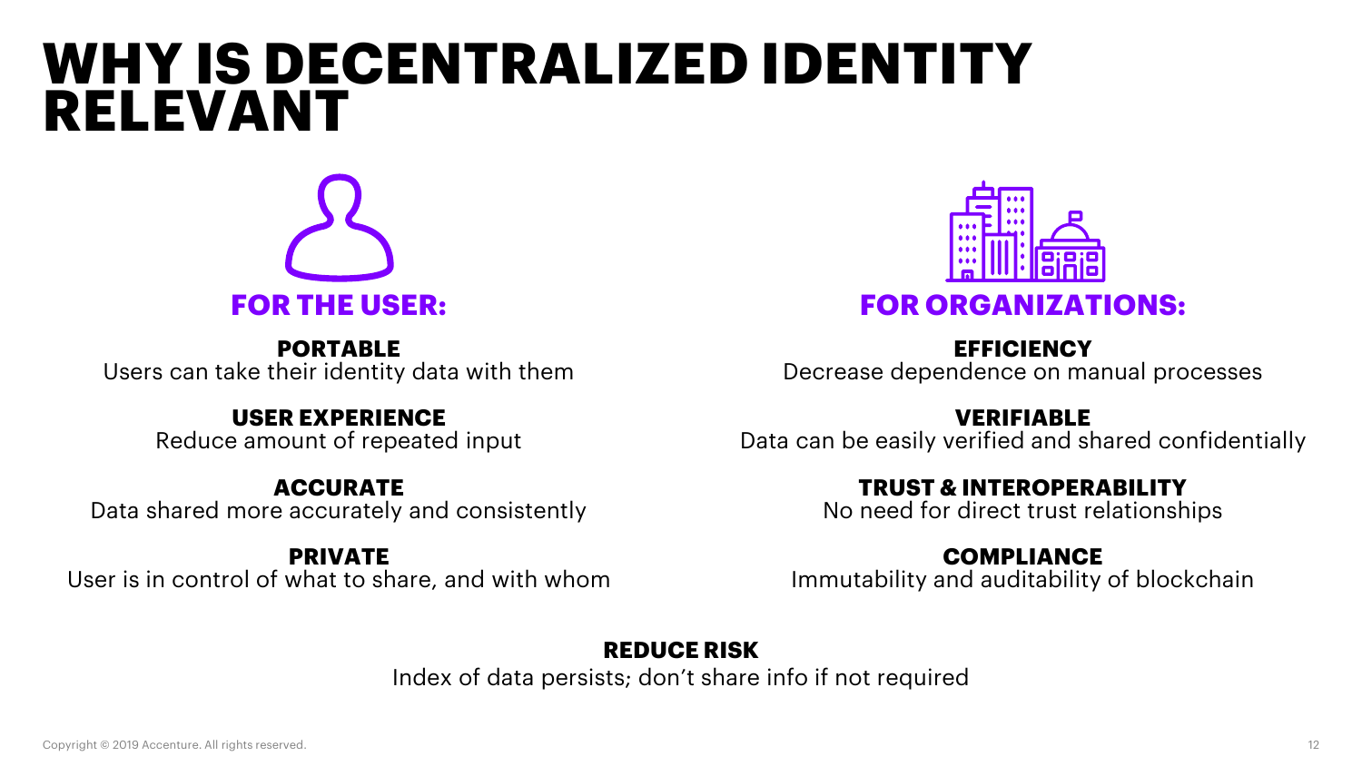# WHY IS DECENTRALIZED IDENTITY RELEVANT

## FOR THE USER:

**PORTABLE**
Users can take their identity data with them

**USER EXPERIENCE**
Reduce amount of repeated input

**ACCURATE**
Data shared more accurately and consistently

**PRIVATE**
User is in control of what to share, and with whom

## FOR ORGANIZATIONS:

**EFFICIENCY**
Decrease dependence on manual processes

**VERIFIABLE**
Data can be easily verified and shared confidentially

**TRUST & INTEROPERABILITY**
No need for direct trust relationships

**COMPLIANCE**
Immutability and auditability of blockchain

**REDUCE RISK**
Index of data persists; don't share info if not required

Copyright © 2019 Accenture. All rights reserved.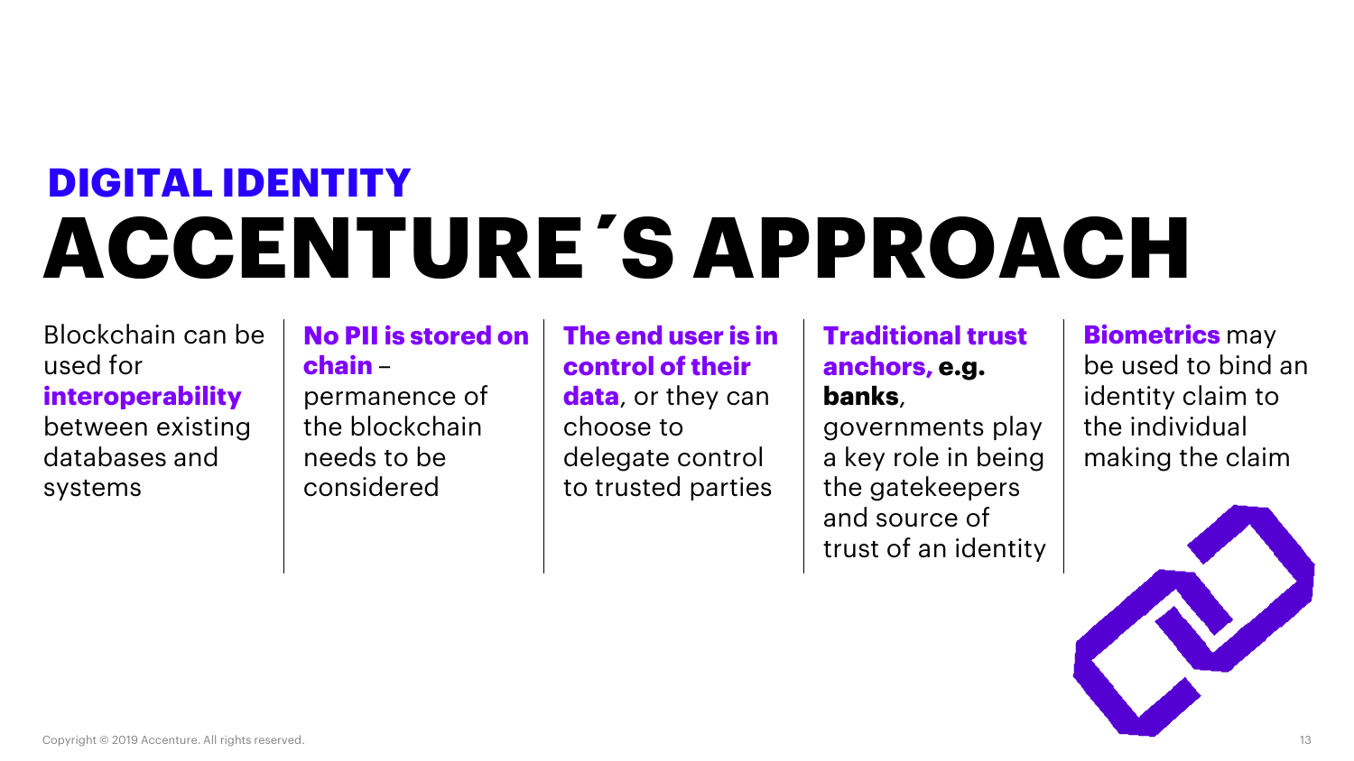## DIGITAL IDENTITY

# ACCENTURE´S APPROACH

Blockchain can be used for **interoperability** between existing databases and systems

**No PII is stored on chain** – permanence of the blockchain needs to be considered

**The end user is in control of their data**, or they can choose to delegate control to trusted parties

**Traditional trust anchors, e.g. banks**, governments play a key role in being the gatekeepers and source of trust of an identity

**Biometrics** may be used to bind an identity claim to the individual making the claim

Copyright © 2019 Accenture. All rights reserved.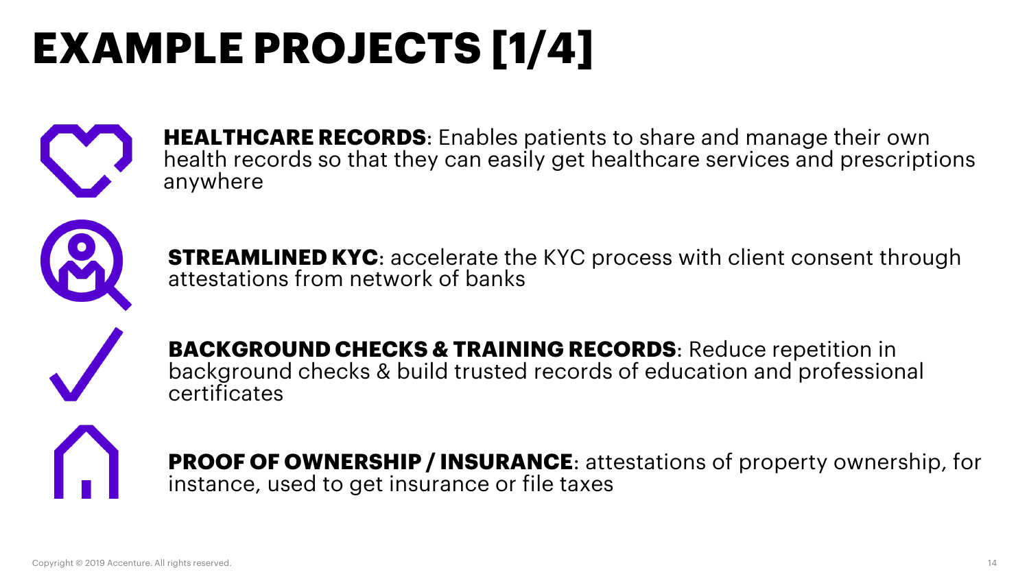# EXAMPLE PROJECTS [1/4]

**HEALTHCARE RECORDS**: Enables patients to share and manage their own health records so that they can easily get healthcare services and prescriptions anywhere

**STREAMLINED KYC**: accelerate the KYC process with client consent through attestations from network of banks

**BACKGROUND CHECKS & TRAINING RECORDS**: Reduce repetition in background checks & build trusted records of education and professional certificates

**PROOF OF OWNERSHIP / INSURANCE**: attestations of property ownership, for instance, used to get insurance or file taxes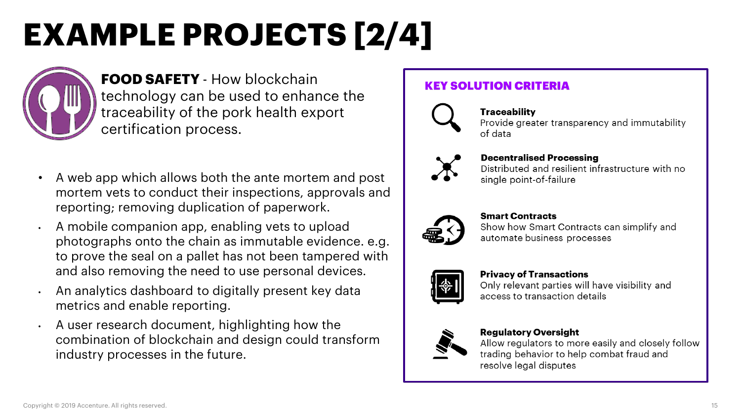# EXAMPLE PROJECTS [2/4]

**FOOD SAFETY** - How blockchain technology can be used to enhance the traceability of the pork health export certification process.

- A web app which allows both the ante mortem and post mortem vets to conduct their inspections, approvals and reporting; removing duplication of paperwork.
- A mobile companion app, enabling vets to upload photographs onto the chain as immutable evidence. e.g. to prove the seal on a pallet has not been tampered with and also removing the need to use personal devices.
- An analytics dashboard to digitally present key data metrics and enable reporting.
- A user research document, highlighting how the combination of blockchain and design could transform industry processes in the future.

## KEY SOLUTION CRITERIA

**Traceability**
Provide greater transparency and immutability of data

**Decentralised Processing**
Distributed and resilient infrastructure with no single point-of-failure

**Smart Contracts**
Show how Smart Contracts can simplify and automate business processes

**Privacy of Transactions**
Only relevant parties will have visibility and access to transaction details

**Regulatory Oversight**
Allow regulators to more easily and closely follow trading behavior to help combat fraud and resolve legal disputes

Copyright © 2019 Accenture. All rights reserved.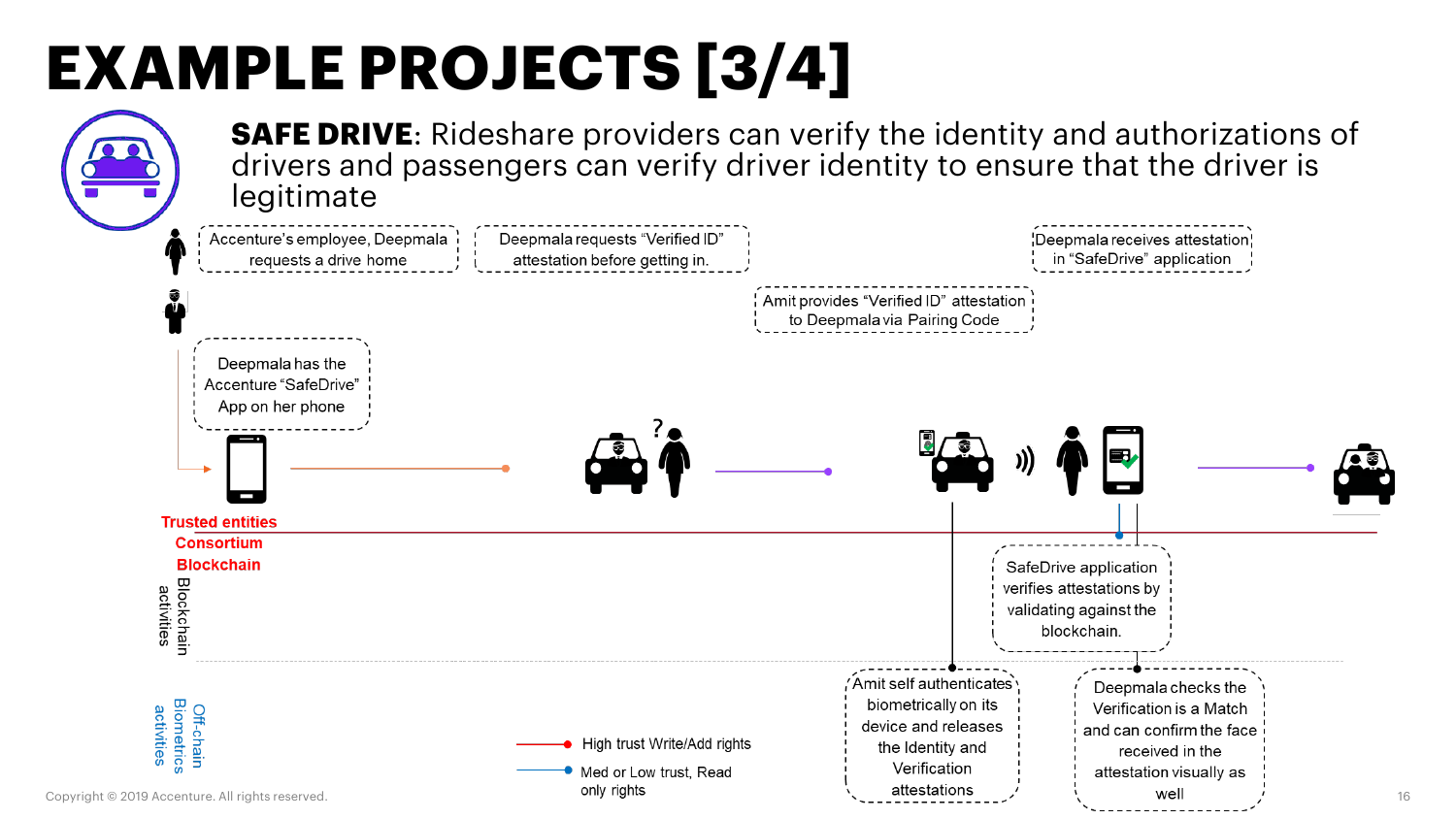# EXAMPLE PROJECTS [3/4]

**SAFE DRIVE**: Rideshare providers can verify the identity and authorizations of drivers and passengers can verify driver identity to ensure that the driver is legitimate

Accenture's employee, Deepmala requests a drive home

Deepmala requests "Verified ID" attestation before getting in.

Deepmala receives attestation in "SafeDrive" application

Amit provides "Verified ID" attestation to Deepmala via Pairing Code

Deepmala has the Accenture "SafeDrive" App on her phone

Trusted entities Consortium Blockchain

Blockchain activities

SafeDrive application verifies attestations by validating against the blockchain.

Off-chain Biometrics activities

Amit self authenticates biometrically on its device and releases the Identity and Verification attestations

Deepmala checks the Verification is a Match and can confirm the face received in the attestation visually as well

High trust Write/Add rights

Med or Low trust, Read only rights

Copyright © 2019 Accenture. All rights reserved.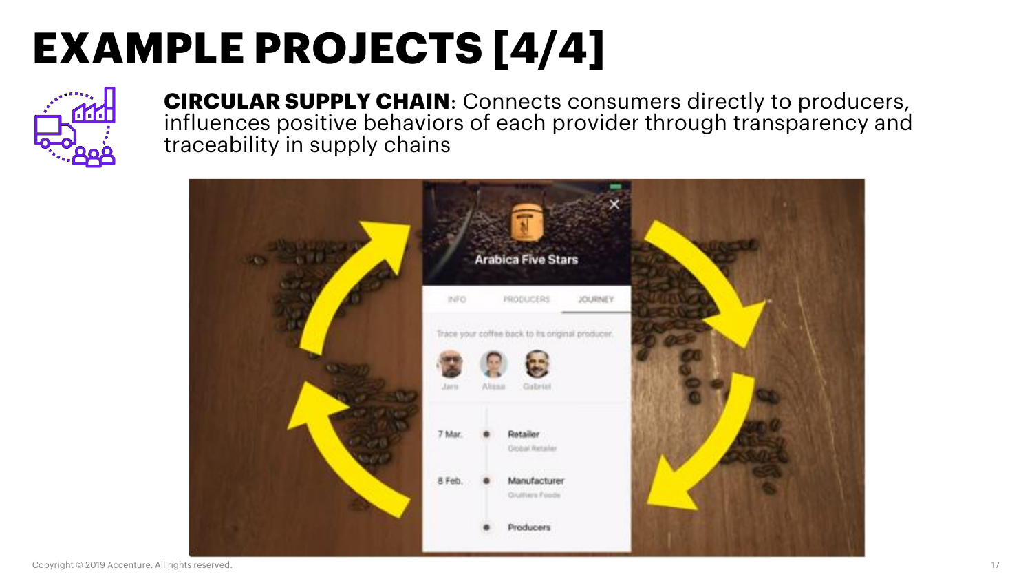# EXAMPLE PROJECTS [4/4]

**CIRCULAR SUPPLY CHAIN**: Connects consumers directly to producers, influences positive behaviors of each provider through transparency and traceability in supply chains

Copyright © 2019 Accenture. All rights reserved.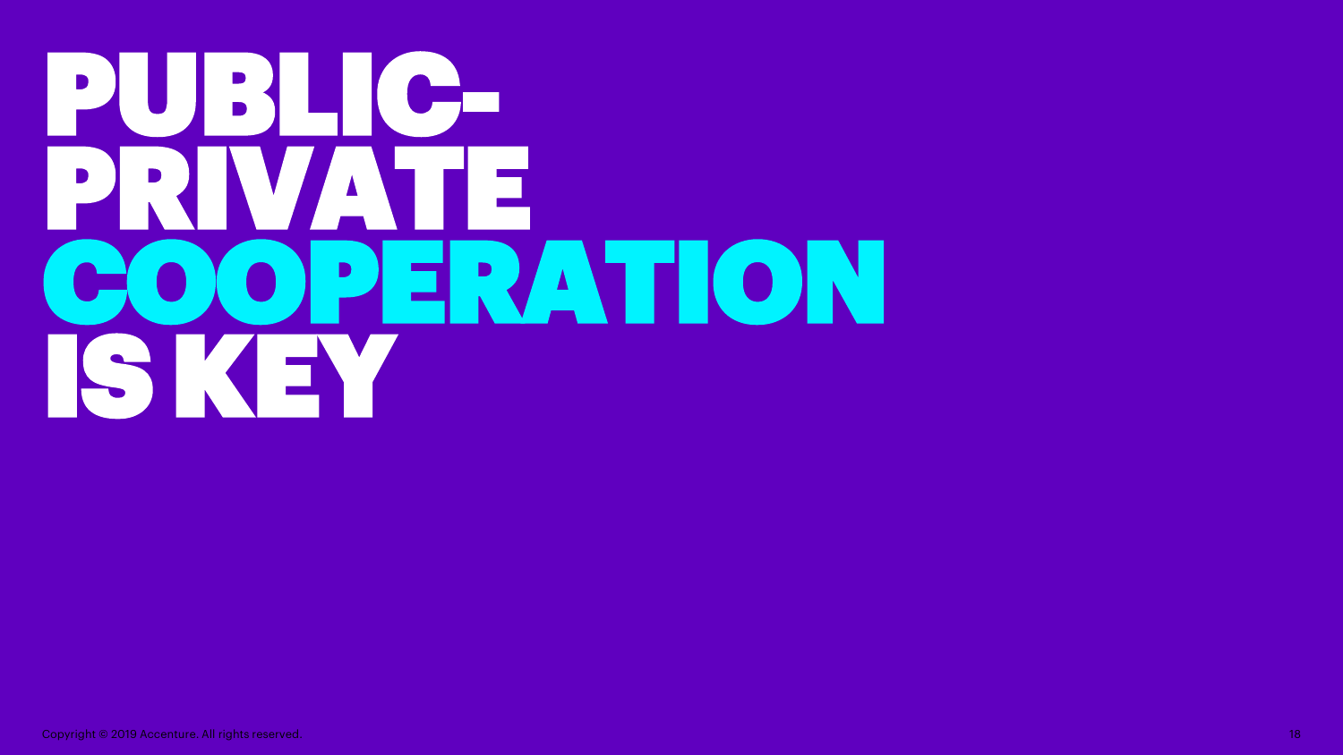# PUBLIC-PRIVATE COOPERATION IS KEY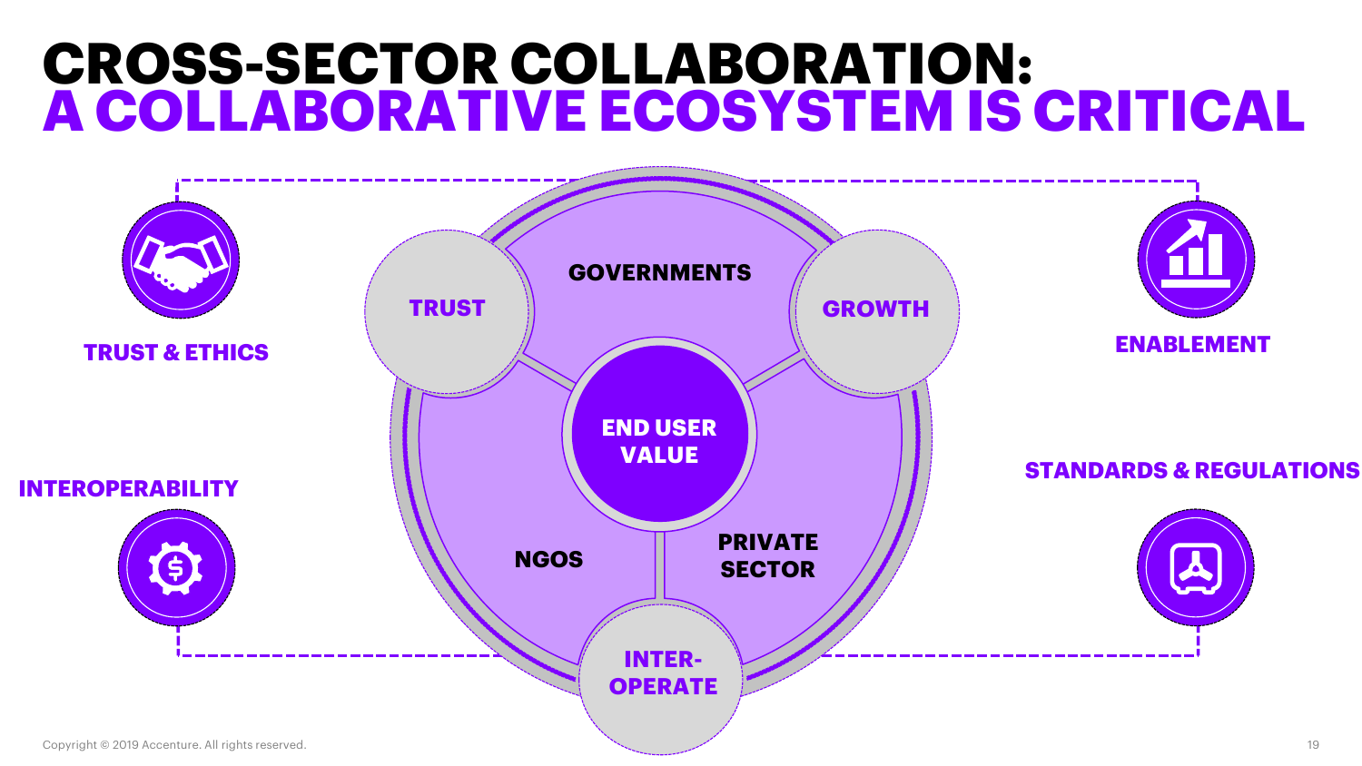# CROSS-SECTOR COLLABORATION: A COLLABORATIVE ECOSYSTEM IS CRITICAL

TRUST & ETHICS

INTEROPERABILITY

ENABLEMENT

STANDARDS & REGULATIONS

GOVERNMENTS

TRUST

GROWTH

END USER VALUE

NGOS

PRIVATE SECTOR

INTER-OPERATE

Copyright © 2019 Accenture. All rights reserved.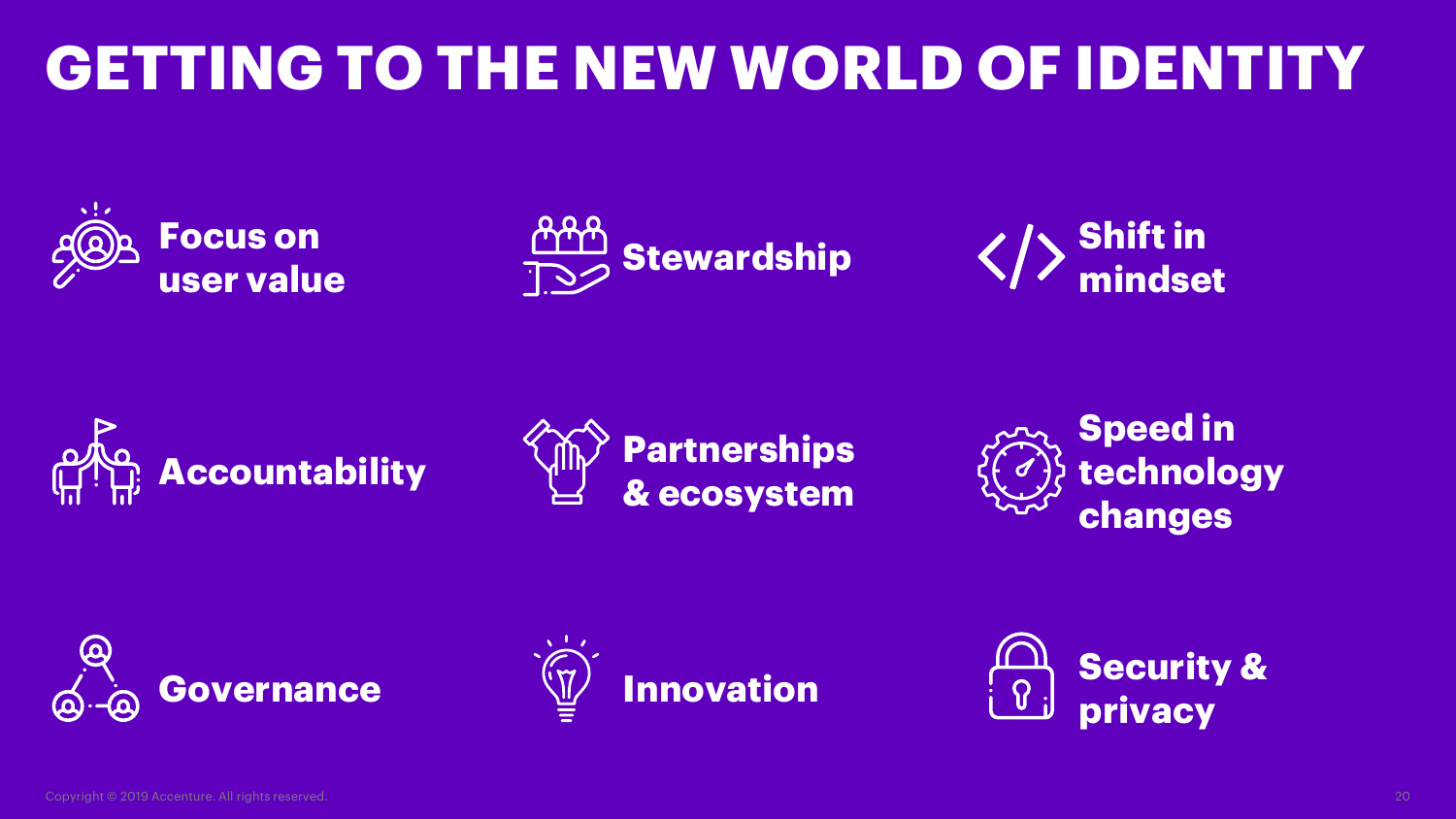# GETTING TO THE NEW WORLD OF IDENTITY

- **Focus on user value**
- **Stewardship**
- **Shift in mindset**
- **Accountability**
- **Partnerships & ecosystem**
- **Speed in technology changes**
- **Governance**
- **Innovation**
- **Security & privacy**

Copyright © 2019 Accenture. All rights reserved.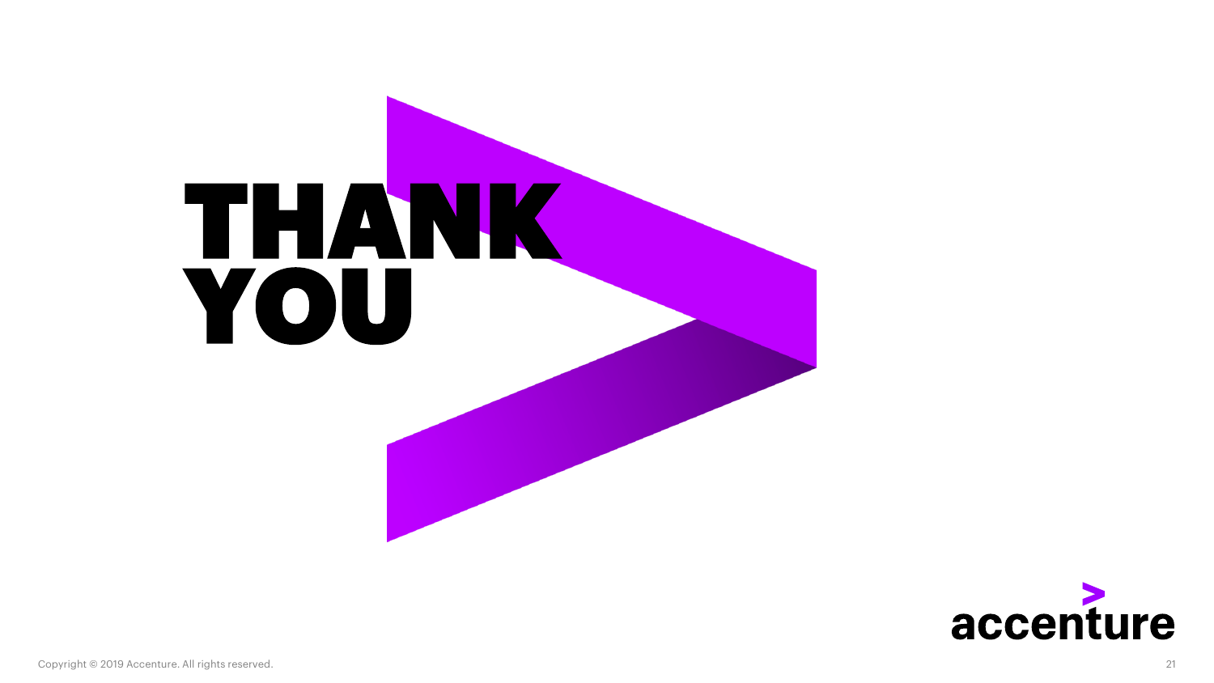# THANK YOU

accenture

Copyright © 2019 Accenture. All rights reserved.